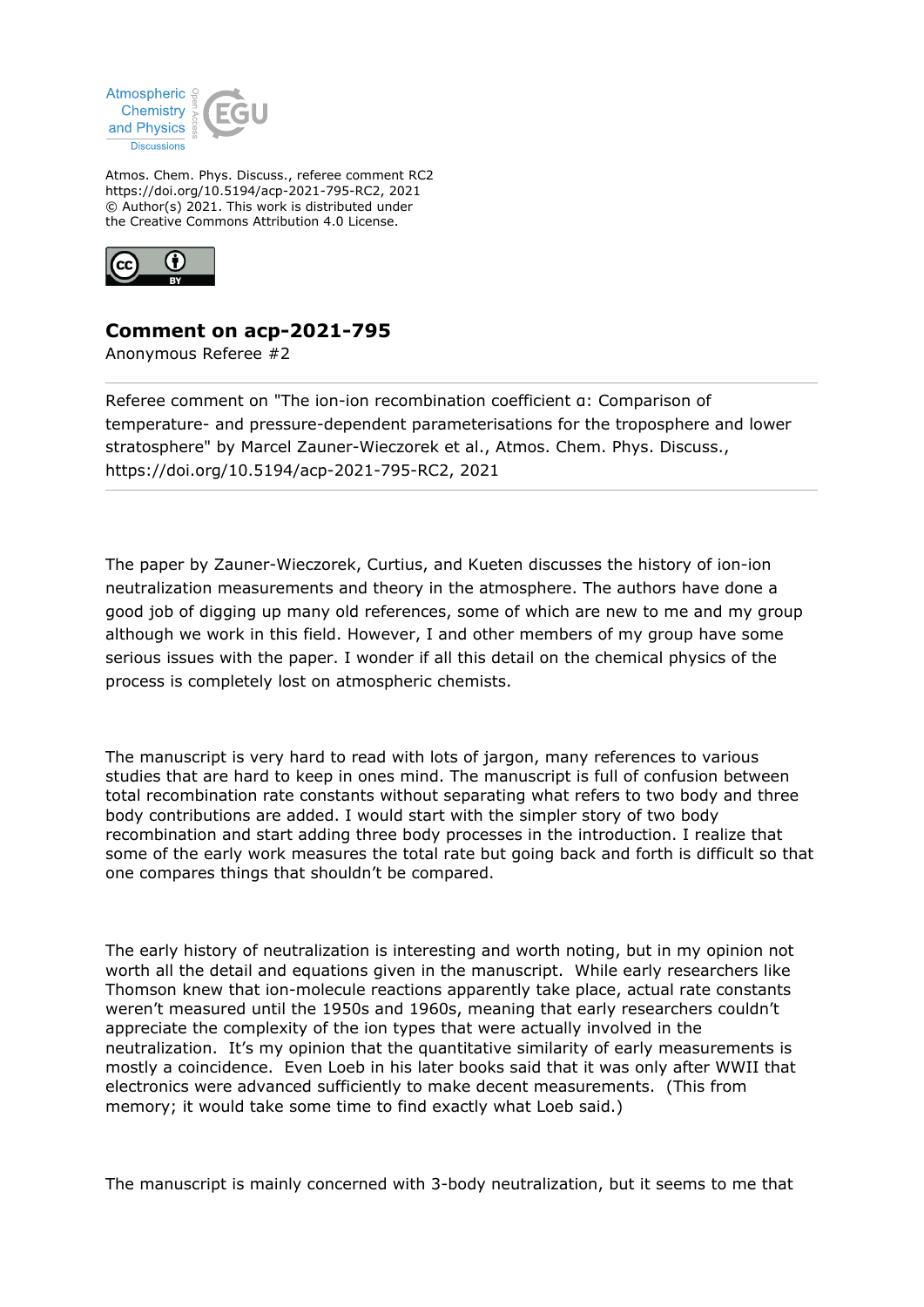Atmos. Chem. Phys. Discuss., referee comment RC2
https://doi.org/10.5194/acp-2021-795-RC2, 2021
© Author(s) 2021. This work is distributed under
the Creative Commons Attribution 4.0 License.

# Comment on acp-2021-795

Anonymous Referee #2

---

Referee comment on "The ion-ion recombination coefficient α: Comparison of temperature- and pressure-dependent parameterisations for the troposphere and lower stratosphere" by Marcel Zauner-Wieczorek et al., Atmos. Chem. Phys. Discuss., https://doi.org/10.5194/acp-2021-795-RC2, 2021

---

The paper by Zauner-Wieczorek, Curtius, and Kueten discusses the history of ion-ion neutralization measurements and theory in the atmosphere. The authors have done a good job of digging up many old references, some of which are new to me and my group although we work in this field. However, I and other members of my group have some serious issues with the paper. I wonder if all this detail on the chemical physics of the process is completely lost on atmospheric chemists.

The manuscript is very hard to read with lots of jargon, many references to various studies that are hard to keep in ones mind. The manuscript is full of confusion between total recombination rate constants without separating what refers to two body and three body contributions are added. I would start with the simpler story of two body recombination and start adding three body processes in the introduction. I realize that some of the early work measures the total rate but going back and forth is difficult so that one compares things that shouldn't be compared.

The early history of neutralization is interesting and worth noting, but in my opinion not worth all the detail and equations given in the manuscript. While early researchers like Thomson knew that ion-molecule reactions apparently take place, actual rate constants weren't measured until the 1950s and 1960s, meaning that early researchers couldn't appreciate the complexity of the ion types that were actually involved in the neutralization. It's my opinion that the quantitative similarity of early measurements is mostly a coincidence. Even Loeb in his later books said that it was only after WWII that electronics were advanced sufficiently to make decent measurements. (This from memory; it would take some time to find exactly what Loeb said.)

The manuscript is mainly concerned with 3-body neutralization, but it seems to me that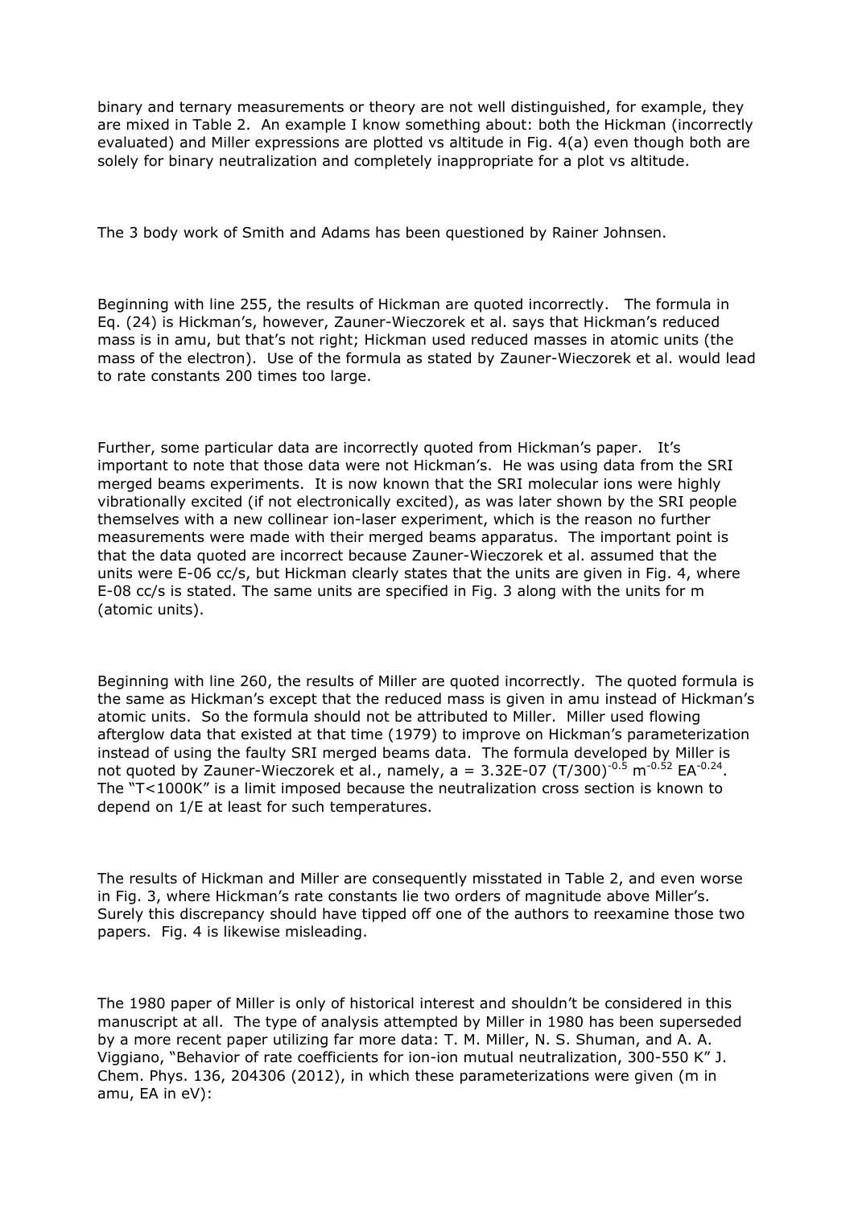binary and ternary measurements or theory are not well distinguished, for example, they are mixed in Table 2. An example I know something about: both the Hickman (incorrectly evaluated) and Miller expressions are plotted vs altitude in Fig. 4(a) even though both are solely for binary neutralization and completely inappropriate for a plot vs altitude.

The 3 body work of Smith and Adams has been questioned by Rainer Johnsen.

Beginning with line 255, the results of Hickman are quoted incorrectly. The formula in Eq. (24) is Hickman's, however, Zauner-Wieczorek et al. says that Hickman's reduced mass is in amu, but that's not right; Hickman used reduced masses in atomic units (the mass of the electron). Use of the formula as stated by Zauner-Wieczorek et al. would lead to rate constants 200 times too large.

Further, some particular data are incorrectly quoted from Hickman's paper. It's important to note that those data were not Hickman's. He was using data from the SRI merged beams experiments. It is now known that the SRI molecular ions were highly vibrationally excited (if not electronically excited), as was later shown by the SRI people themselves with a new collinear ion-laser experiment, which is the reason no further measurements were made with their merged beams apparatus. The important point is that the data quoted are incorrect because Zauner-Wieczorek et al. assumed that the units were E-06 cc/s, but Hickman clearly states that the units are given in Fig. 4, where E-08 cc/s is stated. The same units are specified in Fig. 3 along with the units for m (atomic units).

Beginning with line 260, the results of Miller are quoted incorrectly. The quoted formula is the same as Hickman's except that the reduced mass is given in amu instead of Hickman's atomic units. So the formula should not be attributed to Miller. Miller used flowing afterglow data that existed at that time (1979) to improve on Hickman's parameterization instead of using the faulty SRI merged beams data. The formula developed by Miller is not quoted by Zauner-Wieczorek et al., namely, $a = 3.32\text{E-}07\ (T/300)^{-0.5}\ m^{-0.52}\ EA^{-0.24}$. The "T<1000K" is a limit imposed because the neutralization cross section is known to depend on 1/E at least for such temperatures.

The results of Hickman and Miller are consequently misstated in Table 2, and even worse in Fig. 3, where Hickman's rate constants lie two orders of magnitude above Miller's. Surely this discrepancy should have tipped off one of the authors to reexamine those two papers. Fig. 4 is likewise misleading.

The 1980 paper of Miller is only of historical interest and shouldn't be considered in this manuscript at all. The type of analysis attempted by Miller in 1980 has been superseded by a more recent paper utilizing far more data: T. M. Miller, N. S. Shuman, and A. A. Viggiano, "Behavior of rate coefficients for ion-ion mutual neutralization, 300-550 K" J. Chem. Phys. 136, 204306 (2012), in which these parameterizations were given (m in amu, EA in eV):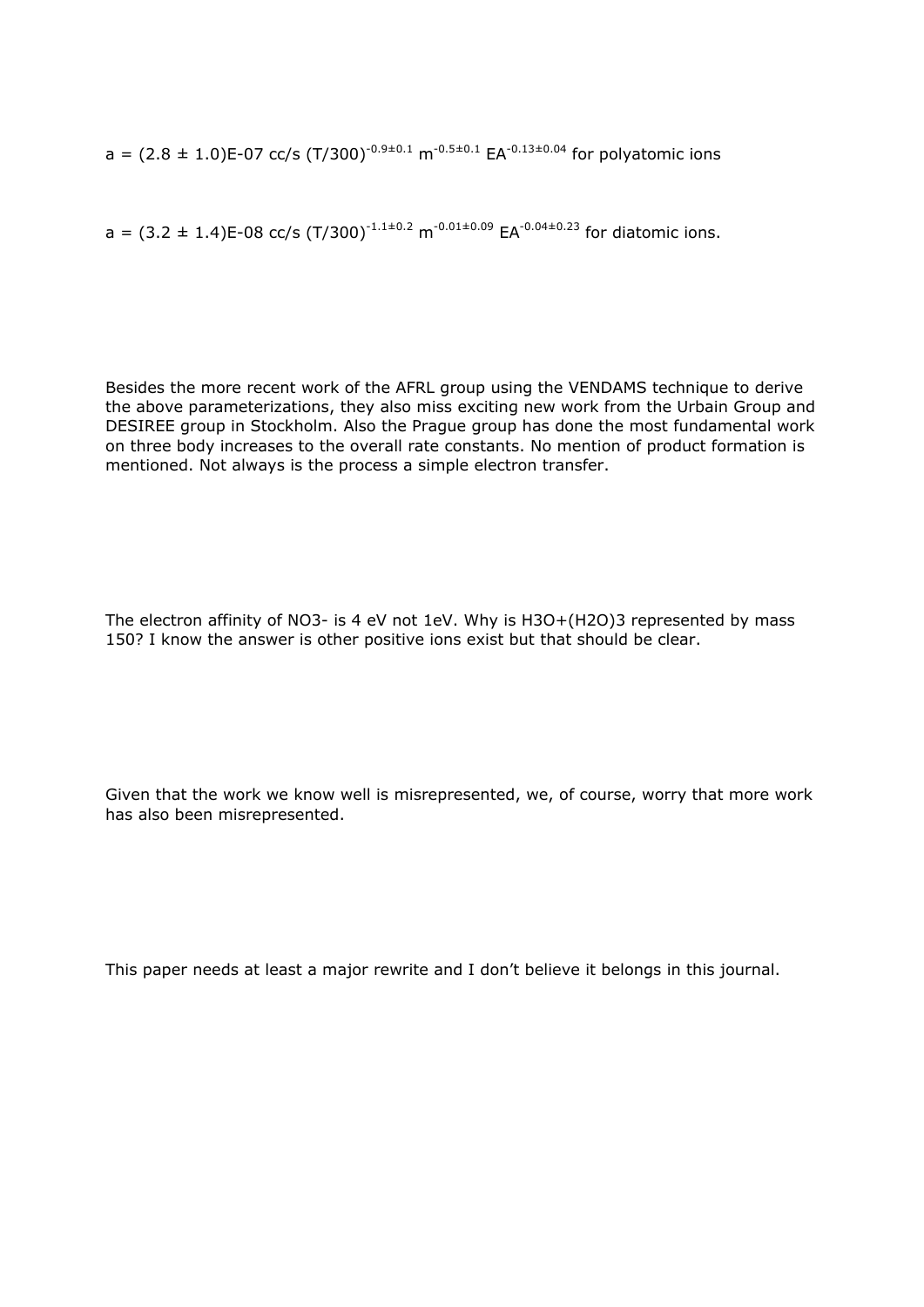a = (2.8 ± 1.0)E-07 cc/s $(T/300)^{-0.9\pm0.1}$ $m^{-0.5\pm0.1}$ $EA^{-0.13\pm0.04}$ for polyatomic ions

a = (3.2 ± 1.4)E-08 cc/s $(T/300)^{-1.1\pm0.2}$ $m^{-0.01\pm0.09}$ $EA^{-0.04\pm0.23}$ for diatomic ions.

Besides the more recent work of the AFRL group using the VENDAMS technique to derive the above parameterizations, they also miss exciting new work from the Urbain Group and DESIREE group in Stockholm. Also the Prague group has done the most fundamental work on three body increases to the overall rate constants. No mention of product formation is mentioned. Not always is the process a simple electron transfer.

The electron affinity of $NO_3^-$ is 4 eV not 1eV. Why is $H_3O^+(H_2O)_3$ represented by mass 150? I know the answer is other positive ions exist but that should be clear.

Given that the work we know well is misrepresented, we, of course, worry that more work has also been misrepresented.

This paper needs at least a major rewrite and I don't believe it belongs in this journal.